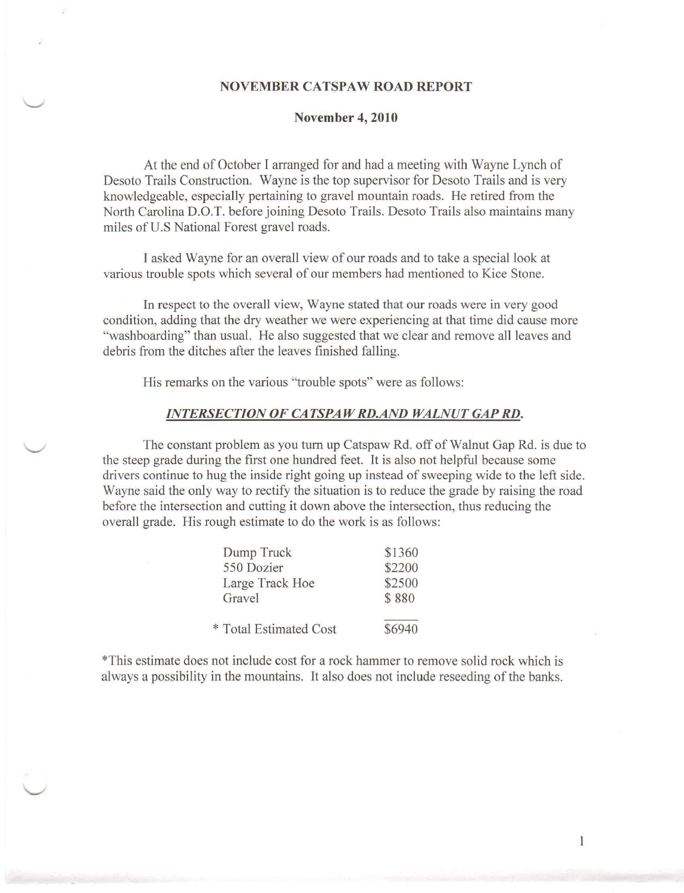# NOVEMBER CATSPAW ROAD REPORT

**November 4, 2010**

At the end of October I arranged for and had a meeting with Wayne Lynch of Desoto Trails Construction. Wayne is the top supervisor for Desoto Trails and is very knowledgeable, especially pertaining to gravel mountain roads. He retired from the North Carolina D.O.T. before joining Desoto Trails. Desoto Trails also maintains many miles of U.S National Forest gravel roads.

I asked Wayne for an overall view of our roads and to take a special look at various trouble spots which several of our members had mentioned to Kice Stone.

In respect to the overall view, Wayne stated that our roads were in very good condition, adding that the dry weather we were experiencing at that time did cause more "washboarding" than usual. He also suggested that we clear and remove all leaves and debris from the ditches after the leaves finished falling.

His remarks on the various "trouble spots" were as follows:

***INTERSECTION OF CATSPAW RD.AND WALNUT GAP RD.***

The constant problem as you turn up Catspaw Rd. off of Walnut Gap Rd. is due to the steep grade during the first one hundred feet. It is also not helpful because some drivers continue to hug the inside right going up instead of sweeping wide to the left side. Wayne said the only way to rectify the situation is to reduce the grade by raising the road before the intersection and cutting it down above the intersection, thus reducing the overall grade. His rough estimate to do the work is as follows:

| Item | Cost |
|---|---|
| Dump Truck | $1360 |
| 550 Dozier | $2200 |
| Large Track Hoe | $2500 |
| Gravel | $ 880 |
| * Total Estimated Cost | $6940 |

*This estimate does not include cost for a rock hammer to remove solid rock which is always a possibility in the mountains. It also does not include reseeding of the banks.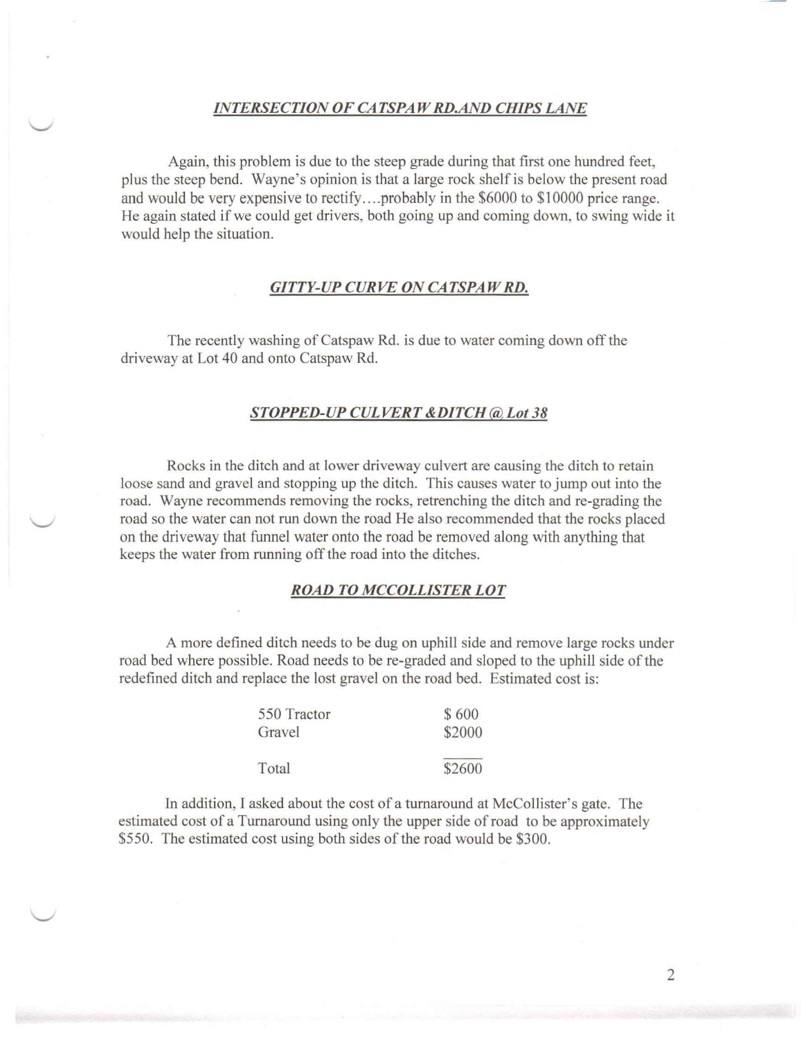## *INTERSECTION OF CATSPAW RD.AND CHIPS LANE*

Again, this problem is due to the steep grade during that first one hundred feet, plus the steep bend. Wayne's opinion is that a large rock shelf is below the present road and would be very expensive to rectify....probably in the $6000 to $10000 price range. He again stated if we could get drivers, both going up and coming down, to swing wide it would help the situation.

## *GITTY-UP CURVE ON CATSPAW RD.*

The recently washing of Catspaw Rd. is due to water coming down off the driveway at Lot 40 and onto Catspaw Rd.

## *STOPPED-UP CULVERT &DITCH @ Lot 38*

Rocks in the ditch and at lower driveway culvert are causing the ditch to retain loose sand and gravel and stopping up the ditch. This causes water to jump out into the road. Wayne recommends removing the rocks, retrenching the ditch and re-grading the road so the water can not run down the road He also recommended that the rocks placed on the driveway that funnel water onto the road be removed along with anything that keeps the water from running off the road into the ditches.

## *ROAD TO MCCOLLISTER LOT*

A more defined ditch needs to be dug on uphill side and remove large rocks under road bed where possible. Road needs to be re-graded and sloped to the uphill side of the redefined ditch and replace the lost gravel on the road bed. Estimated cost is:

| | |
|---|---|
| 550 Tractor | $ 600 |
| Gravel | $2000 |
| Total | $2600 |

In addition, I asked about the cost of a turnaround at McCollister's gate. The estimated cost of a Turnaround using only the upper side of road to be approximately $550. The estimated cost using both sides of the road would be $300.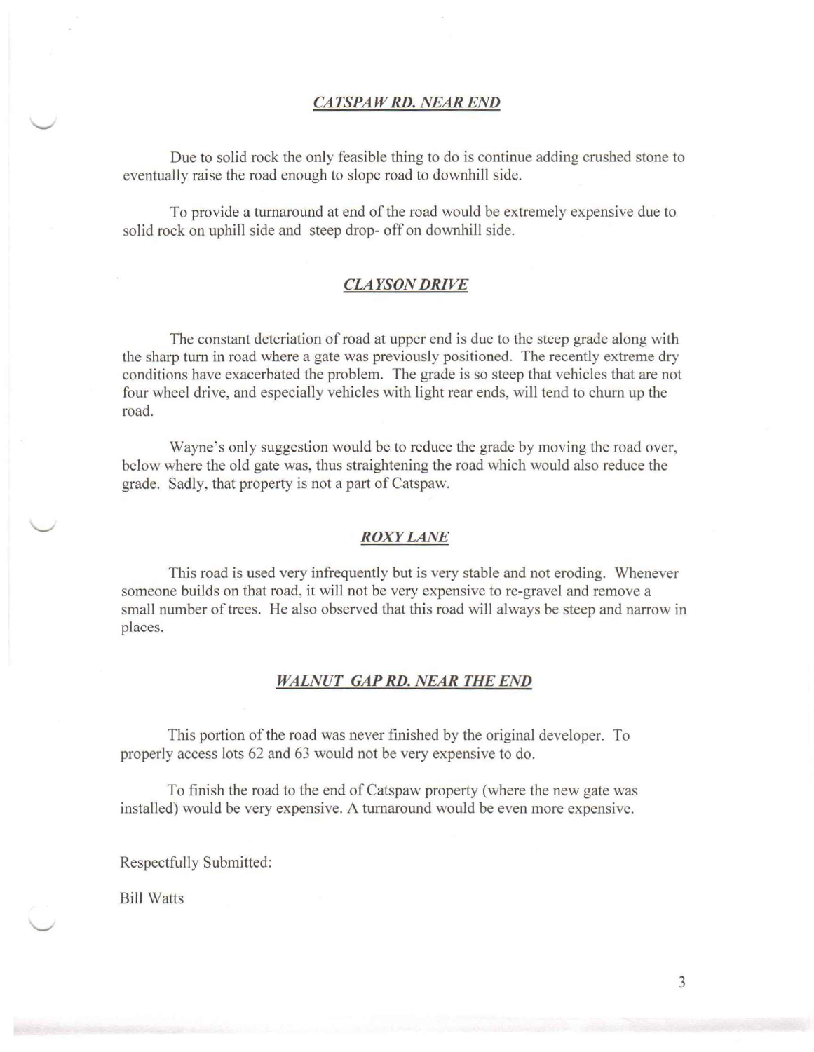### *CATSPAW RD. NEAR END*

Due to solid rock the only feasible thing to do is continue adding crushed stone to eventually raise the road enough to slope road to downhill side.

To provide a turnaround at end of the road would be extremely expensive due to solid rock on uphill side and steep drop- off on downhill side.

### *CLAYSON DRIVE*

The constant deteriation of road at upper end is due to the steep grade along with the sharp turn in road where a gate was previously positioned. The recently extreme dry conditions have exacerbated the problem. The grade is so steep that vehicles that are not four wheel drive, and especially vehicles with light rear ends, will tend to churn up the road.

Wayne's only suggestion would be to reduce the grade by moving the road over, below where the old gate was, thus straightening the road which would also reduce the grade. Sadly, that property is not a part of Catspaw.

### *ROXY LANE*

This road is used very infrequently but is very stable and not eroding. Whenever someone builds on that road, it will not be very expensive to re-gravel and remove a small number of trees. He also observed that this road will always be steep and narrow in places.

### *WALNUT GAP RD. NEAR THE END*

This portion of the road was never finished by the original developer. To properly access lots 62 and 63 would not be very expensive to do.

To finish the road to the end of Catspaw property (where the new gate was installed) would be very expensive. A turnaround would be even more expensive.

Respectfully Submitted:

Bill Watts